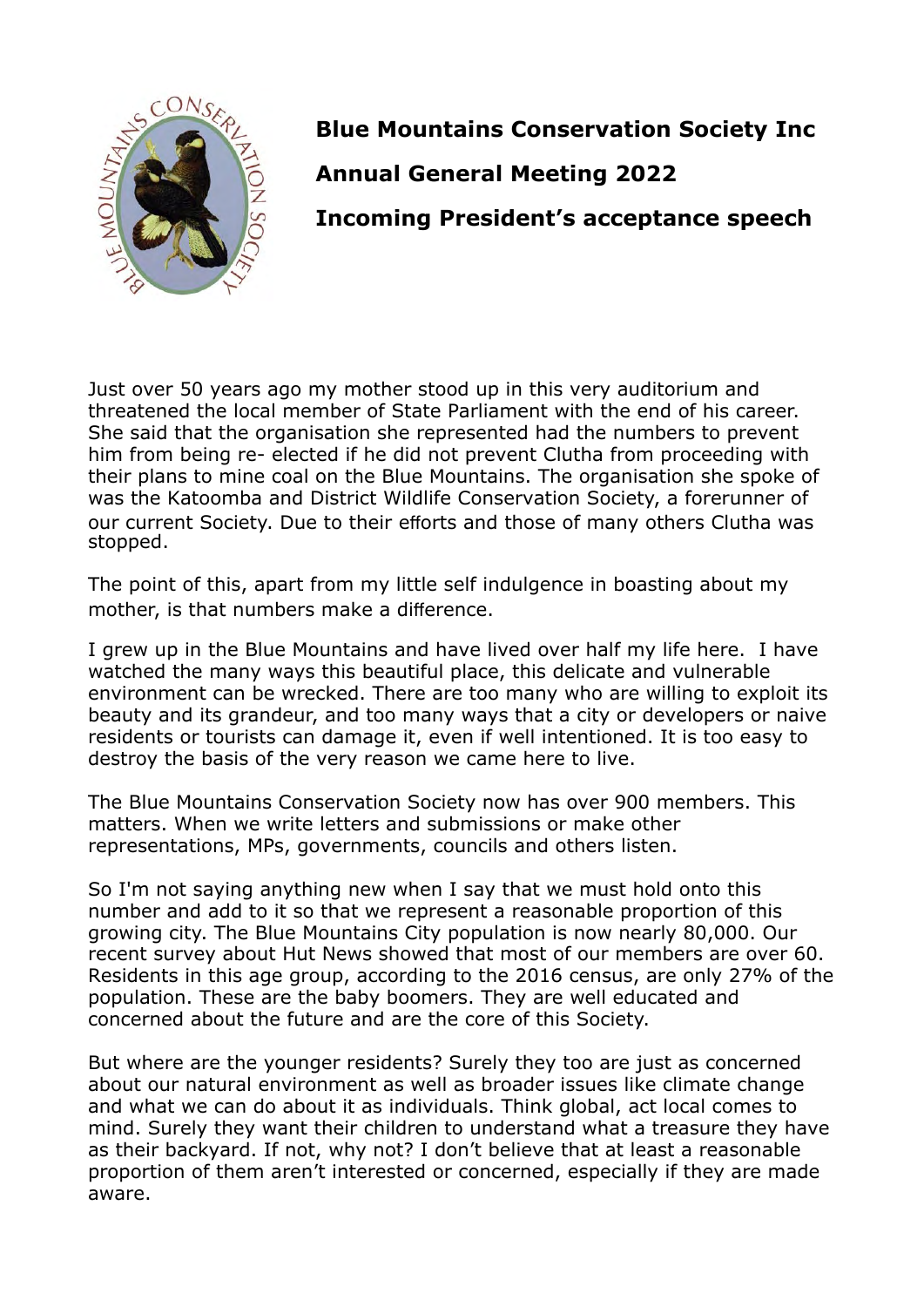**Blue Mountains Conservation Society Inc**

**Annual General Meeting 2022**

**Incoming President's acceptance speech**

Just over 50 years ago my mother stood up in this very auditorium and threatened the local member of State Parliament with the end of his career. She said that the organisation she represented had the numbers to prevent him from being re- elected if he did not prevent Clutha from proceeding with their plans to mine coal on the Blue Mountains. The organisation she spoke of was the Katoomba and District Wildlife Conservation Society, a forerunner of our current Society. Due to their efforts and those of many others Clutha was stopped.

The point of this, apart from my little self indulgence in boasting about my mother, is that numbers make a difference.

I grew up in the Blue Mountains and have lived over half my life here. I have watched the many ways this beautiful place, this delicate and vulnerable environment can be wrecked. There are too many who are willing to exploit its beauty and its grandeur, and too many ways that a city or developers or naive residents or tourists can damage it, even if well intentioned. It is too easy to destroy the basis of the very reason we came here to live.

The Blue Mountains Conservation Society now has over 900 members. This matters. When we write letters and submissions or make other representations, MPs, governments, councils and others listen.

So I'm not saying anything new when I say that we must hold onto this number and add to it so that we represent a reasonable proportion of this growing city. The Blue Mountains City population is now nearly 80,000. Our recent survey about Hut News showed that most of our members are over 60. Residents in this age group, according to the 2016 census, are only 27% of the population. These are the baby boomers. They are well educated and concerned about the future and are the core of this Society.

But where are the younger residents? Surely they too are just as concerned about our natural environment as well as broader issues like climate change and what we can do about it as individuals. Think global, act local comes to mind. Surely they want their children to understand what a treasure they have as their backyard. If not, why not? I don't believe that at least a reasonable proportion of them aren't interested or concerned, especially if they are made aware.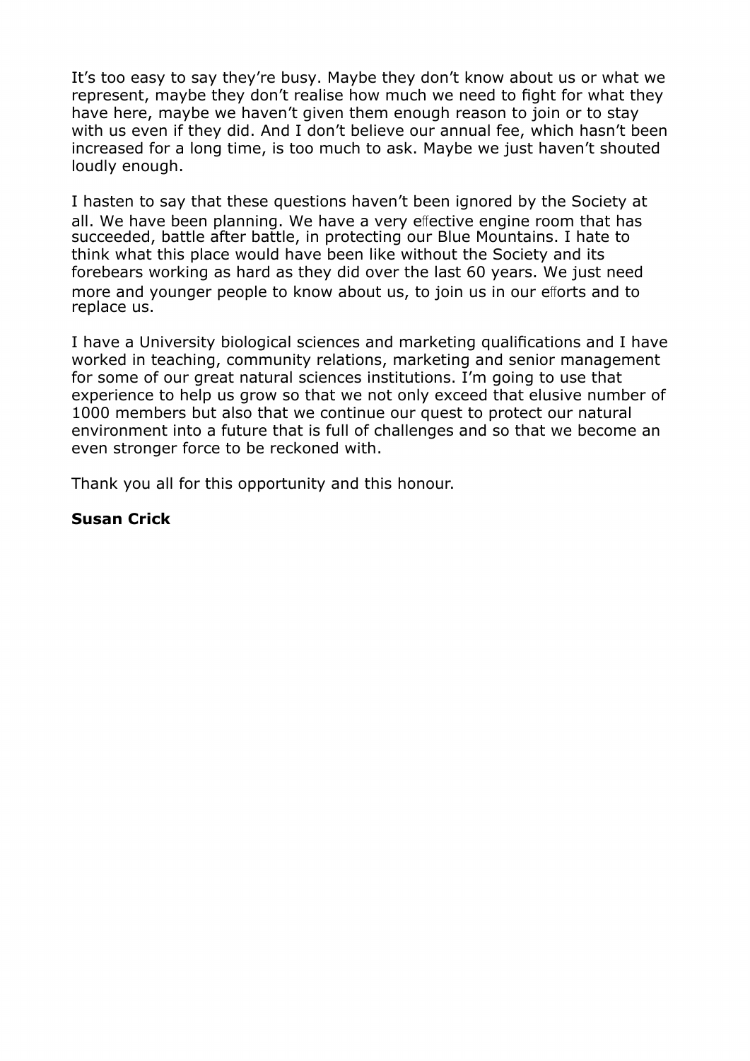It’s too easy to say they’re busy. Maybe they don’t know about us or what we represent, maybe they don’t realise how much we need to fight for what they have here, maybe we haven’t given them enough reason to join or to stay with us even if they did. And I don’t believe our annual fee, which hasn’t been increased for a long time, is too much to ask. Maybe we just haven’t shouted loudly enough.

I hasten to say that these questions haven’t been ignored by the Society at all. We have been planning. We have a very effective engine room that has succeeded, battle after battle, in protecting our Blue Mountains. I hate to think what this place would have been like without the Society and its forebears working as hard as they did over the last 60 years. We just need more and younger people to know about us, to join us in our efforts and to replace us.

I have a University biological sciences and marketing qualifications and I have worked in teaching, community relations, marketing and senior management for some of our great natural sciences institutions. I’m going to use that experience to help us grow so that we not only exceed that elusive number of 1000 members but also that we continue our quest to protect our natural environment into a future that is full of challenges and so that we become an even stronger force to be reckoned with.

Thank you all for this opportunity and this honour.

**Susan Crick**